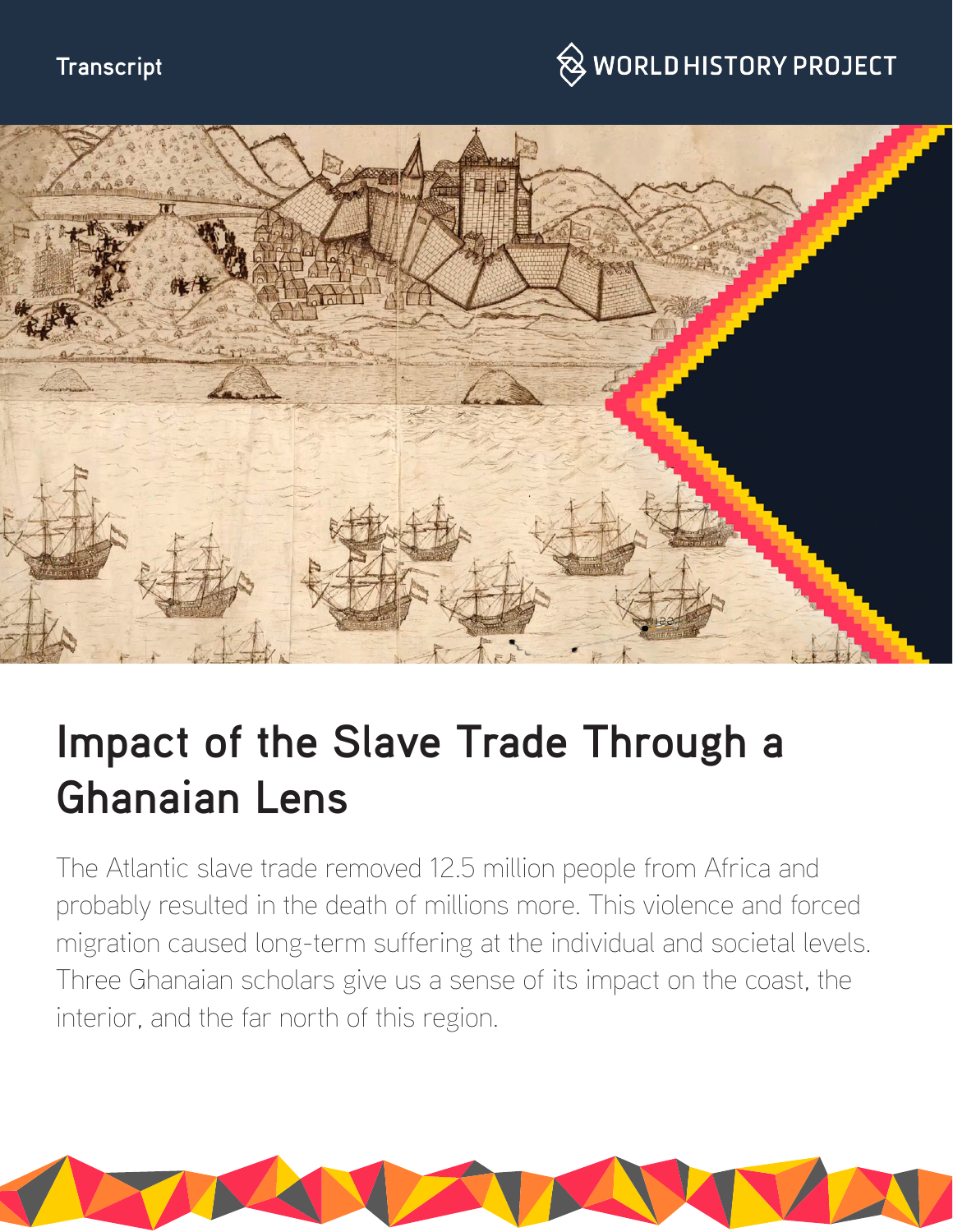Transcript

# Impact of the Slave Trade Through a Ghanaian Lens

The Atlantic slave trade removed 12.5 million people from Africa and probably resulted in the death of millions more. This violence and forced migration caused long-term suffering at the individual and societal levels. Three Ghanaian scholars give us a sense of its impact on the coast, the interior, and the far north of this region.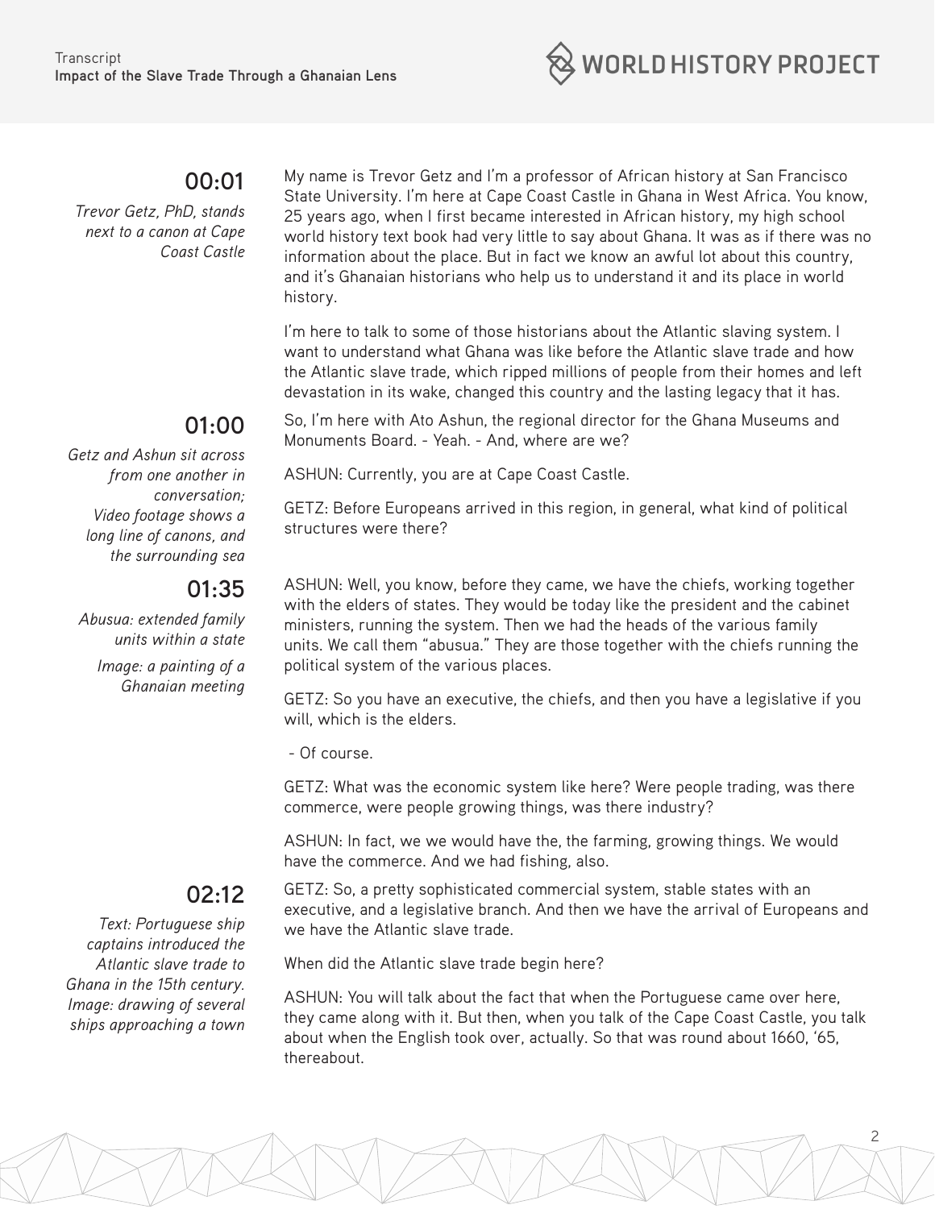**00:01**

*Trevor Getz, PhD, stands next to a canon at Cape Coast Castle*

My name is Trevor Getz and I'm a professor of African history at San Francisco State University. I'm here at Cape Coast Castle in Ghana in West Africa. You know, 25 years ago, when I first became interested in African history, my high school world history text book had very little to say about Ghana. It was as if there was no information about the place. But in fact we know an awful lot about this country, and it's Ghanaian historians who help us to understand it and its place in world history.

I'm here to talk to some of those historians about the Atlantic slaving system. I want to understand what Ghana was like before the Atlantic slave trade and how the Atlantic slave trade, which ripped millions of people from their homes and left devastation in its wake, changed this country and the lasting legacy that it has.

**01:00**

*Getz and Ashun sit across from one another in conversation; Video footage shows a long line of canons, and the surrounding sea*

So, I'm here with Ato Ashun, the regional director for the Ghana Museums and Monuments Board. - Yeah. - And, where are we?

ASHUN: Currently, you are at Cape Coast Castle.

GETZ: Before Europeans arrived in this region, in general, what kind of political structures were there?

**01:35**

*Abusua: extended family units within a state*

*Image: a painting of a Ghanaian meeting*

ASHUN: Well, you know, before they came, we have the chiefs, working together with the elders of states. They would be today like the president and the cabinet ministers, running the system. Then we had the heads of the various family units. We call them "abusua." They are those together with the chiefs running the political system of the various places.

GETZ: So you have an executive, the chiefs, and then you have a legislative if you will, which is the elders.

- Of course.

GETZ: What was the economic system like here? Were people trading, was there commerce, were people growing things, was there industry?

ASHUN: In fact, we we would have the, the farming, growing things. We would have the commerce. And we had fishing, also.

**02:12**

*Text: Portuguese ship captains introduced the Atlantic slave trade to Ghana in the 15th century. Image: drawing of several ships approaching a town*

GETZ: So, a pretty sophisticated commercial system, stable states with an executive, and a legislative branch. And then we have the arrival of Europeans and we have the Atlantic slave trade.

When did the Atlantic slave trade begin here?

ASHUN: You will talk about the fact that when the Portuguese came over here, they came along with it. But then, when you talk of the Cape Coast Castle, you talk about when the English took over, actually. So that was round about 1660, '65, thereabout.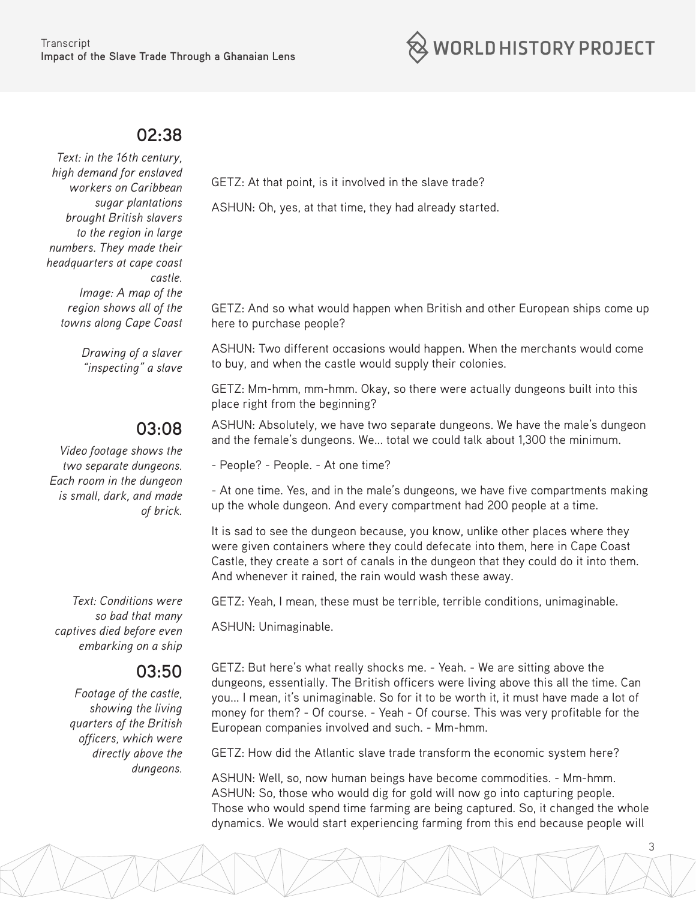## 02:38

*Text: in the 16th century, high demand for enslaved workers on Caribbean sugar plantations brought British slavers to the region in large numbers. They made their headquarters at cape coast castle.*

GETZ: At that point, is it involved in the slave trade?

ASHUN: Oh, yes, at that time, they had already started.

*Image: A map of the region shows all of the towns along Cape Coast*

GETZ: And so what would happen when British and other European ships come up here to purchase people?

*Drawing of a slaver "inspecting" a slave*

ASHUN: Two different occasions would happen. When the merchants would come to buy, and when the castle would supply their colonies.

GETZ: Mm-hmm, mm-hmm. Okay, so there were actually dungeons built into this place right from the beginning?

## 03:08

*Video footage shows the two separate dungeons. Each room in the dungeon is small, dark, and made of brick.*

ASHUN: Absolutely, we have two separate dungeons. We have the male's dungeon and the female's dungeons. We... total we could talk about 1,300 the minimum.

- People? - People. - At one time?

- At one time. Yes, and in the male's dungeons, we have five compartments making up the whole dungeon. And every compartment had 200 people at a time.

It is sad to see the dungeon because, you know, unlike other places where they were given containers where they could defecate into them, here in Cape Coast Castle, they create a sort of canals in the dungeon that they could do it into them. And whenever it rained, the rain would wash these away.

*Text: Conditions were so bad that many captives died before even embarking on a ship*

GETZ: Yeah, I mean, these must be terrible, terrible conditions, unimaginable.

ASHUN: Unimaginable.

## 03:50

*Footage of the castle, showing the living quarters of the British officers, which were directly above the dungeons.*

GETZ: But here's what really shocks me. - Yeah. - We are sitting above the dungeons, essentially. The British officers were living above this all the time. Can you... I mean, it's unimaginable. So for it to be worth it, it must have made a lot of money for them? - Of course. - Yeah - Of course. This was very profitable for the European companies involved and such. - Mm-hmm.

GETZ: How did the Atlantic slave trade transform the economic system here?

ASHUN: Well, so, now human beings have become commodities. - Mm-hmm. ASHUN: So, those who would dig for gold will now go into capturing people. Those who would spend time farming are being captured. So, it changed the whole dynamics. We would start experiencing farming from this end because people will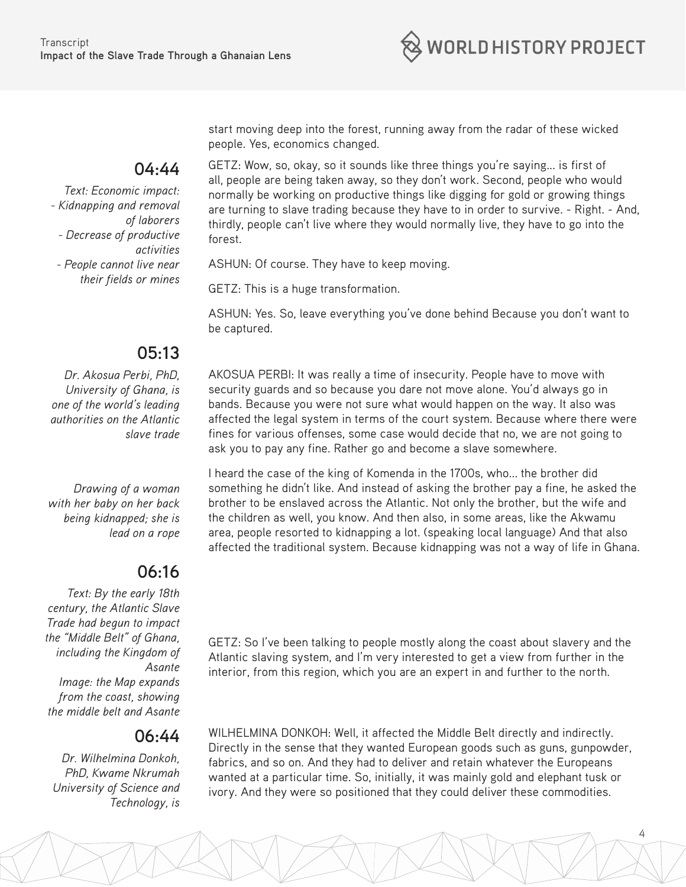start moving deep into the forest, running away from the radar of these wicked people. Yes, economics changed.

**04:44**

*Text: Economic impact:*
*- Kidnapping and removal of laborers*
*- Decrease of productive activities*
*- People cannot live near their fields or mines*

GETZ: Wow, so, okay, so it sounds like three things you're saying... is first of all, people are being taken away, so they don't work. Second, people who would normally be working on productive things like digging for gold or growing things are turning to slave trading because they have to in order to survive. - Right. - And, thirdly, people can't live where they would normally live, they have to go into the forest.

ASHUN: Of course. They have to keep moving.

GETZ: This is a huge transformation.

ASHUN: Yes. So, leave everything you've done behind Because you don't want to be captured.

**05:13**

*Dr. Akosua Perbi, PhD, University of Ghana, is one of the world's leading authorities on the Atlantic slave trade*

AKOSUA PERBI: It was really a time of insecurity. People have to move with security guards and so because you dare not move alone. You'd always go in bands. Because you were not sure what would happen on the way. It also was affected the legal system in terms of the court system. Because where there were fines for various offenses, some case would decide that no, we are not going to ask you to pay any fine. Rather go and become a slave somewhere.

*Drawing of a woman with her baby on her back being kidnapped; she is lead on a rope*

I heard the case of the king of Komenda in the 1700s, who... the brother did something he didn't like. And instead of asking the brother pay a fine, he asked the brother to be enslaved across the Atlantic. Not only the brother, but the wife and the children as well, you know. And then also, in some areas, like the Akwamu area, people resorted to kidnapping a lot. (speaking local language) And that also affected the traditional system. Because kidnapping was not a way of life in Ghana.

**06:16**

*Text: By the early 18th century, the Atlantic Slave Trade had begun to impact the "Middle Belt" of Ghana, including the Kingdom of Asante*
*Image: the Map expands from the coast, showing the middle belt and Asante*

GETZ: So I've been talking to people mostly along the coast about slavery and the Atlantic slaving system, and I'm very interested to get a view from further in the interior, from this region, which you are an expert in and further to the north.

**06:44**

*Dr. Wilhelmina Donkoh, PhD, Kwame Nkrumah University of Science and Technology, is*

WILHELMINA DONKOH: Well, it affected the Middle Belt directly and indirectly. Directly in the sense that they wanted European goods such as guns, gunpowder, fabrics, and so on. And they had to deliver and retain whatever the Europeans wanted at a particular time. So, initially, it was mainly gold and elephant tusk or ivory. And they were so positioned that they could deliver these commodities.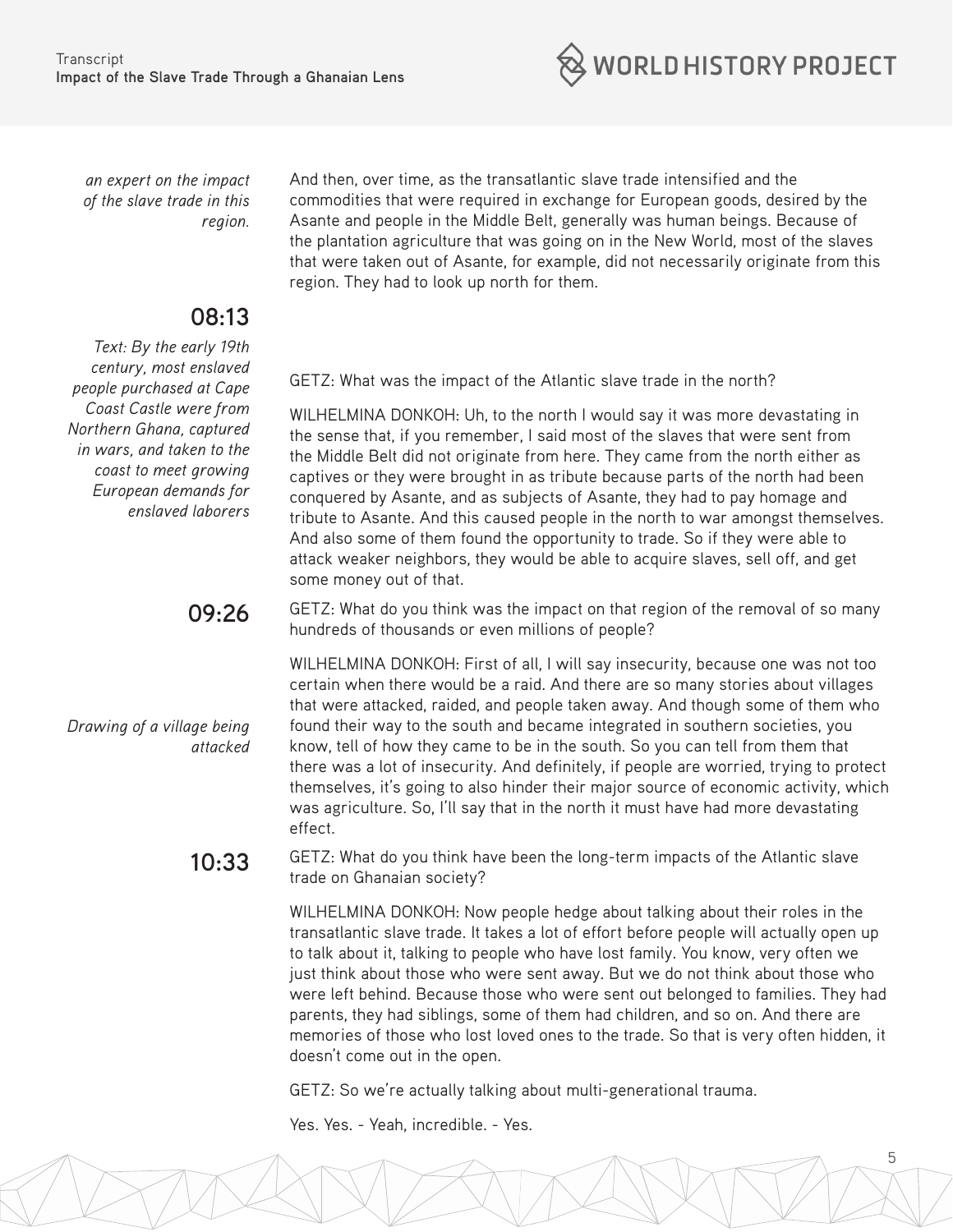*an expert on the impact of the slave trade in this region.*

And then, over time, as the transatlantic slave trade intensified and the commodities that were required in exchange for European goods, desired by the Asante and people in the Middle Belt, generally was human beings. Because of the plantation agriculture that was going on in the New World, most of the slaves that were taken out of Asante, for example, did not necessarily originate from this region. They had to look up north for them.

## 08:13

*Text: By the early 19th century, most enslaved people purchased at Cape Coast Castle were from Northern Ghana, captured in wars, and taken to the coast to meet growing European demands for enslaved laborers*

GETZ: What was the impact of the Atlantic slave trade in the north?

WILHELMINA DONKOH: Uh, to the north I would say it was more devastating in the sense that, if you remember, I said most of the slaves that were sent from the Middle Belt did not originate from here. They came from the north either as captives or they were brought in as tribute because parts of the north had been conquered by Asante, and as subjects of Asante, they had to pay homage and tribute to Asante. And this caused people in the north to war amongst themselves. And also some of them found the opportunity to trade. So if they were able to attack weaker neighbors, they would be able to acquire slaves, sell off, and get some money out of that.

## 09:26

GETZ: What do you think was the impact on that region of the removal of so many hundreds of thousands or even millions of people?

*Drawing of a village being attacked*

WILHELMINA DONKOH: First of all, I will say insecurity, because one was not too certain when there would be a raid. And there are so many stories about villages that were attacked, raided, and people taken away. And though some of them who found their way to the south and became integrated in southern societies, you know, tell of how they came to be in the south. So you can tell from them that there was a lot of insecurity. And definitely, if people are worried, trying to protect themselves, it's going to also hinder their major source of economic activity, which was agriculture. So, I'll say that in the north it must have had more devastating effect.

## 10:33

GETZ: What do you think have been the long-term impacts of the Atlantic slave trade on Ghanaian society?

WILHELMINA DONKOH: Now people hedge about talking about their roles in the transatlantic slave trade. It takes a lot of effort before people will actually open up to talk about it, talking to people who have lost family. You know, very often we just think about those who were sent away. But we do not think about those who were left behind. Because those who were sent out belonged to families. They had parents, they had siblings, some of them had children, and so on. And there are memories of those who lost loved ones to the trade. So that is very often hidden, it doesn't come out in the open.

GETZ: So we're actually talking about multi-generational trauma.

Yes. Yes. - Yeah, incredible. - Yes.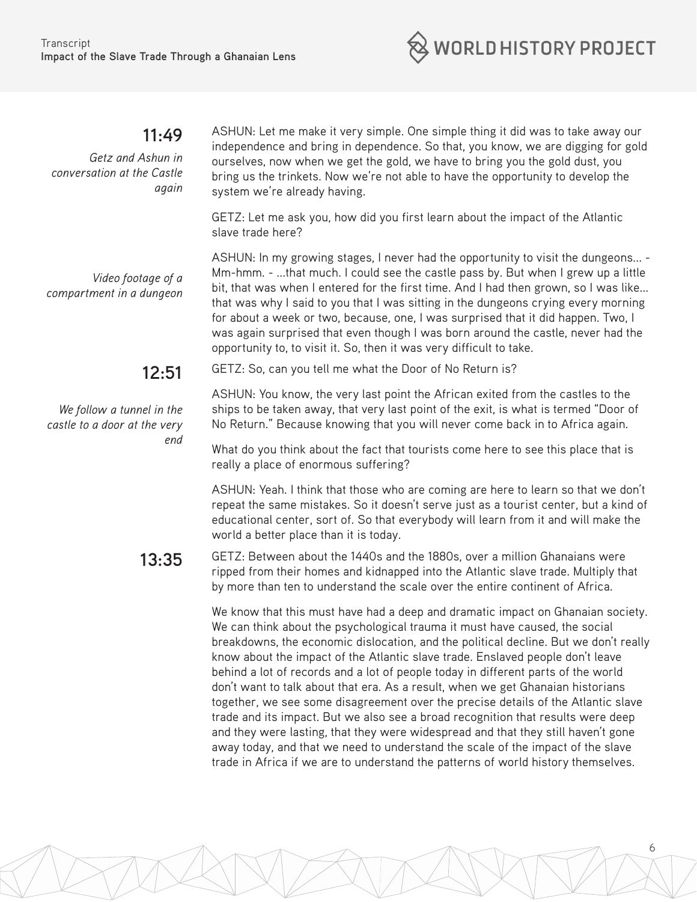**11:49**

*Getz and Ashun in conversation at the Castle again*

ASHUN: Let me make it very simple. One simple thing it did was to take away our independence and bring in dependence. So that, you know, we are digging for gold ourselves, now when we get the gold, we have to bring you the gold dust, you bring us the trinkets. Now we're not able to have the opportunity to develop the system we're already having.

GETZ: Let me ask you, how did you first learn about the impact of the Atlantic slave trade here?

*Video footage of a compartment in a dungeon*

ASHUN: In my growing stages, I never had the opportunity to visit the dungeons... - Mm-hmm. - ...that much. I could see the castle pass by. But when I grew up a little bit, that was when I entered for the first time. And I had then grown, so I was like... that was why I said to you that I was sitting in the dungeons crying every morning for about a week or two, because, one, I was surprised that it did happen. Two, I was again surprised that even though I was born around the castle, never had the opportunity to, to visit it. So, then it was very difficult to take.

**12:51**

*We follow a tunnel in the castle to a door at the very end*

GETZ: So, can you tell me what the Door of No Return is?

ASHUN: You know, the very last point the African exited from the castles to the ships to be taken away, that very last point of the exit, is what is termed "Door of No Return." Because knowing that you will never come back in to Africa again.

What do you think about the fact that tourists come here to see this place that is really a place of enormous suffering?

ASHUN: Yeah. I think that those who are coming are here to learn so that we don't repeat the same mistakes. So it doesn't serve just as a tourist center, but a kind of educational center, sort of. So that everybody will learn from it and will make the world a better place than it is today.

**13:35**

GETZ: Between about the 1440s and the 1880s, over a million Ghanaians were ripped from their homes and kidnapped into the Atlantic slave trade. Multiply that by more than ten to understand the scale over the entire continent of Africa.

We know that this must have had a deep and dramatic impact on Ghanaian society. We can think about the psychological trauma it must have caused, the social breakdowns, the economic dislocation, and the political decline. But we don't really know about the impact of the Atlantic slave trade. Enslaved people don't leave behind a lot of records and a lot of people today in different parts of the world don't want to talk about that era. As a result, when we get Ghanaian historians together, we see some disagreement over the precise details of the Atlantic slave trade and its impact. But we also see a broad recognition that results were deep and they were lasting, that they were widespread and that they still haven't gone away today, and that we need to understand the scale of the impact of the slave trade in Africa if we are to understand the patterns of world history themselves.